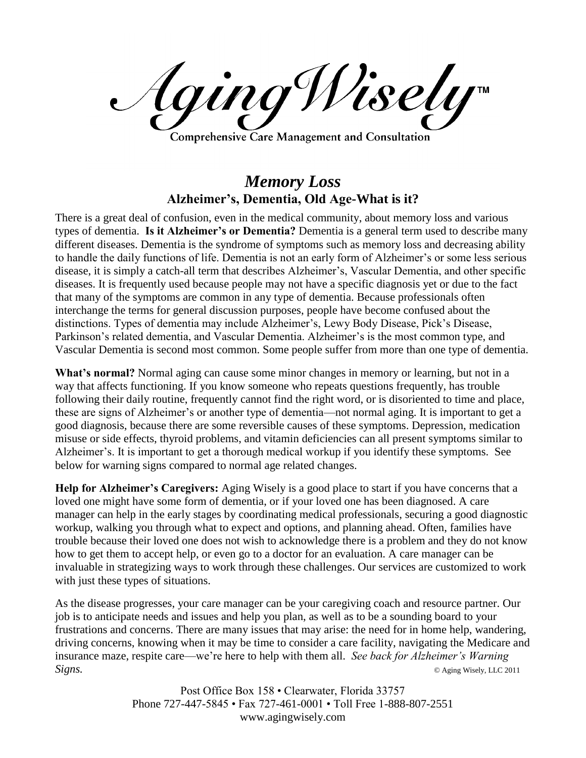AgingWisely™

Comprehensive Care Management and Consultation

# *Memory Loss*

## Alzheimer's, Dementia, Old Age-What is it?

There is a great deal of confusion, even in the medical community, about memory loss and various types of dementia. **Is it Alzheimer's or Dementia?** Dementia is a general term used to describe many different diseases. Dementia is the syndrome of symptoms such as memory loss and decreasing ability to handle the daily functions of life. Dementia is not an early form of Alzheimer's or some less serious disease, it is simply a catch-all term that describes Alzheimer's, Vascular Dementia, and other specific diseases. It is frequently used because people may not have a specific diagnosis yet or due to the fact that many of the symptoms are common in any type of dementia. Because professionals often interchange the terms for general discussion purposes, people have become confused about the distinctions. Types of dementia may include Alzheimer's, Lewy Body Disease, Pick's Disease, Parkinson's related dementia, and Vascular Dementia. Alzheimer's is the most common type, and Vascular Dementia is second most common. Some people suffer from more than one type of dementia.

**What's normal?** Normal aging can cause some minor changes in memory or learning, but not in a way that affects functioning. If you know someone who repeats questions frequently, has trouble following their daily routine, frequently cannot find the right word, or is disoriented to time and place, these are signs of Alzheimer's or another type of dementia—not normal aging. It is important to get a good diagnosis, because there are some reversible causes of these symptoms. Depression, medication misuse or side effects, thyroid problems, and vitamin deficiencies can all present symptoms similar to Alzheimer's. It is important to get a thorough medical workup if you identify these symptoms. See below for warning signs compared to normal age related changes.

**Help for Alzheimer's Caregivers:** Aging Wisely is a good place to start if you have concerns that a loved one might have some form of dementia, or if your loved one has been diagnosed. A care manager can help in the early stages by coordinating medical professionals, securing a good diagnostic workup, walking you through what to expect and options, and planning ahead. Often, families have trouble because their loved one does not wish to acknowledge there is a problem and they do not know how to get them to accept help, or even go to a doctor for an evaluation. A care manager can be invaluable in strategizing ways to work through these challenges. Our services are customized to work with just these types of situations.

As the disease progresses, your care manager can be your caregiving coach and resource partner. Our job is to anticipate needs and issues and help you plan, as well as to be a sounding board to your frustrations and concerns. There are many issues that may arise: the need for in home help, wandering, driving concerns, knowing when it may be time to consider a care facility, navigating the Medicare and insurance maze, respite care—we're here to help with them all. *See back for Alzheimer's Warning Signs.*

© Aging Wisely, LLC 2011

Post Office Box 158 • Clearwater, Florida 33757
Phone 727-447-5845 • Fax 727-461-0001 • Toll Free 1-888-807-2551
www.agingwisely.com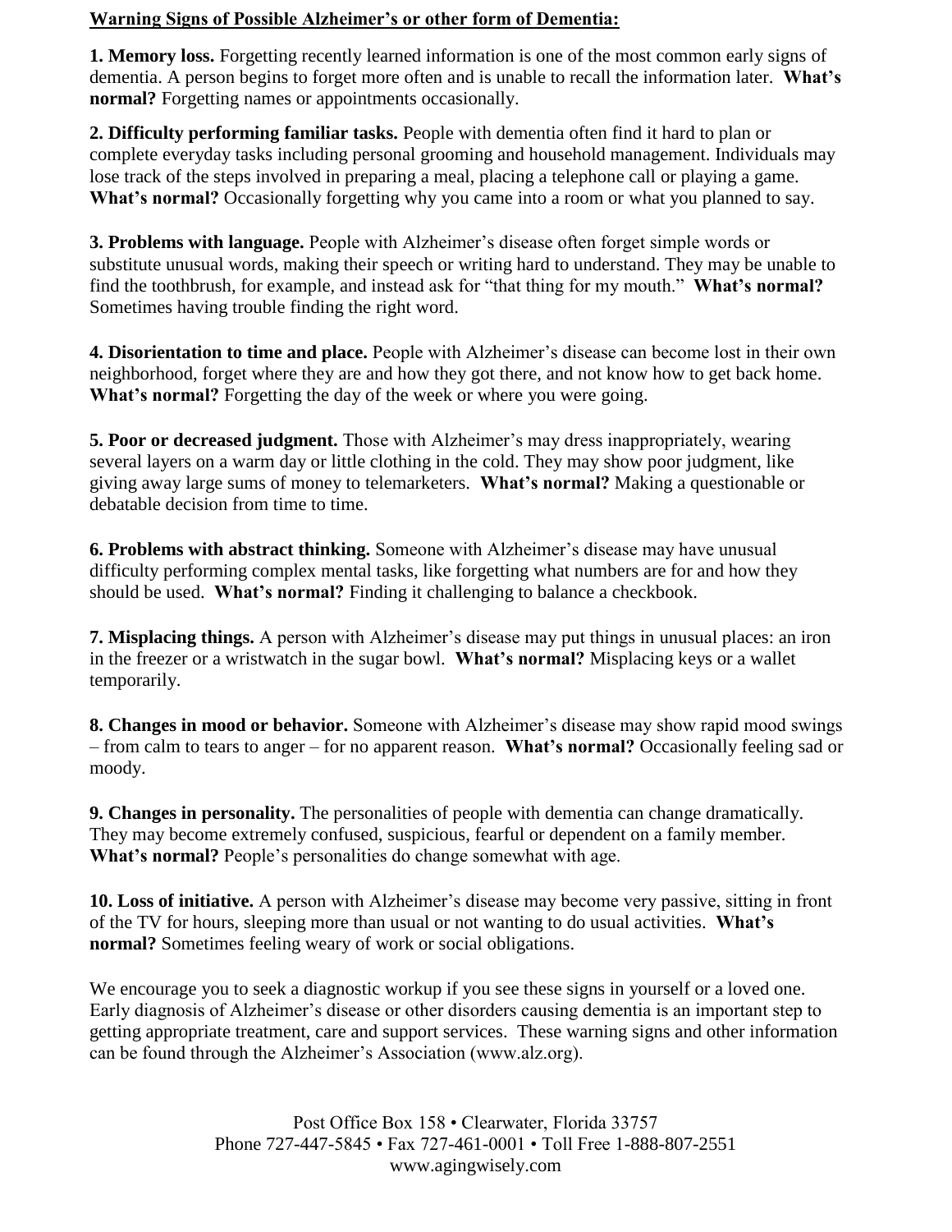## Warning Signs of Possible Alzheimer's or other form of Dementia:

**1. Memory loss.** Forgetting recently learned information is one of the most common early signs of dementia. A person begins to forget more often and is unable to recall the information later. **What's normal?** Forgetting names or appointments occasionally.

**2. Difficulty performing familiar tasks.** People with dementia often find it hard to plan or complete everyday tasks including personal grooming and household management. Individuals may lose track of the steps involved in preparing a meal, placing a telephone call or playing a game. **What's normal?** Occasionally forgetting why you came into a room or what you planned to say.

**3. Problems with language.** People with Alzheimer's disease often forget simple words or substitute unusual words, making their speech or writing hard to understand. They may be unable to find the toothbrush, for example, and instead ask for "that thing for my mouth." **What's normal?** Sometimes having trouble finding the right word.

**4. Disorientation to time and place.** People with Alzheimer's disease can become lost in their own neighborhood, forget where they are and how they got there, and not know how to get back home. **What's normal?** Forgetting the day of the week or where you were going.

**5. Poor or decreased judgment.** Those with Alzheimer's may dress inappropriately, wearing several layers on a warm day or little clothing in the cold. They may show poor judgment, like giving away large sums of money to telemarketers. **What's normal?** Making a questionable or debatable decision from time to time.

**6. Problems with abstract thinking.** Someone with Alzheimer's disease may have unusual difficulty performing complex mental tasks, like forgetting what numbers are for and how they should be used. **What's normal?** Finding it challenging to balance a checkbook.

**7. Misplacing things.** A person with Alzheimer's disease may put things in unusual places: an iron in the freezer or a wristwatch in the sugar bowl. **What's normal?** Misplacing keys or a wallet temporarily.

**8. Changes in mood or behavior.** Someone with Alzheimer's disease may show rapid mood swings – from calm to tears to anger – for no apparent reason. **What's normal?** Occasionally feeling sad or moody.

**9. Changes in personality.** The personalities of people with dementia can change dramatically. They may become extremely confused, suspicious, fearful or dependent on a family member. **What's normal?** People's personalities do change somewhat with age.

**10. Loss of initiative.** A person with Alzheimer's disease may become very passive, sitting in front of the TV for hours, sleeping more than usual or not wanting to do usual activities. **What's normal?** Sometimes feeling weary of work or social obligations.

We encourage you to seek a diagnostic workup if you see these signs in yourself or a loved one. Early diagnosis of Alzheimer's disease or other disorders causing dementia is an important step to getting appropriate treatment, care and support services. These warning signs and other information can be found through the Alzheimer's Association (www.alz.org).

Post Office Box 158 • Clearwater, Florida 33757
Phone 727-447-5845 • Fax 727-461-0001 • Toll Free 1-888-807-2551
www.agingwisely.com